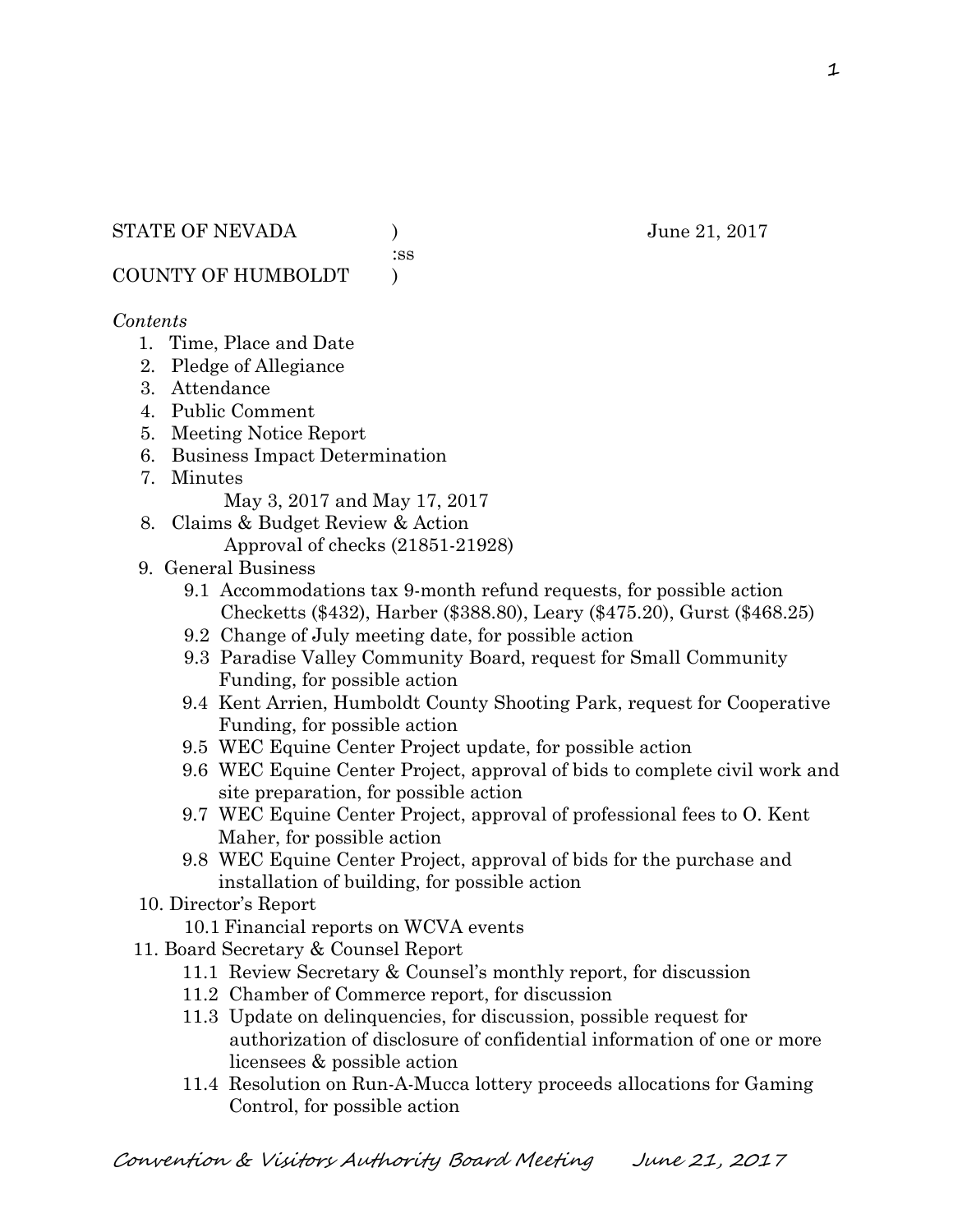STATE OF NEVADA )                June 21, 2017
:ss
COUNTY OF HUMBOLDT )

*Contents*

1. Time, Place and Date
2. Pledge of Allegiance
3. Attendance
4. Public Comment
5. Meeting Notice Report
6. Business Impact Determination
7. Minutes
   May 3, 2017 and May 17, 2017
8. Claims & Budget Review & Action
   Approval of checks (21851-21928)
9. General Business
   - 9.1 Accommodations tax 9-month refund requests, for possible action
     Checketts ($432), Harber ($388.80), Leary ($475.20), Gurst ($468.25)
   - 9.2 Change of July meeting date, for possible action
   - 9.3 Paradise Valley Community Board, request for Small Community Funding, for possible action
   - 9.4 Kent Arrien, Humboldt County Shooting Park, request for Cooperative Funding, for possible action
   - 9.5 WEC Equine Center Project update, for possible action
   - 9.6 WEC Equine Center Project, approval of bids to complete civil work and site preparation, for possible action
   - 9.7 WEC Equine Center Project, approval of professional fees to O. Kent Maher, for possible action
   - 9.8 WEC Equine Center Project, approval of bids for the purchase and installation of building, for possible action
10. Director's Report
    - 10.1 Financial reports on WCVA events
11. Board Secretary & Counsel Report
    - 11.1 Review Secretary & Counsel's monthly report, for discussion
    - 11.2 Chamber of Commerce report, for discussion
    - 11.3 Update on delinquencies, for discussion, possible request for authorization of disclosure of confidential information of one or more licensees & possible action
    - 11.4 Resolution on Run-A-Mucca lottery proceeds allocations for Gaming Control, for possible action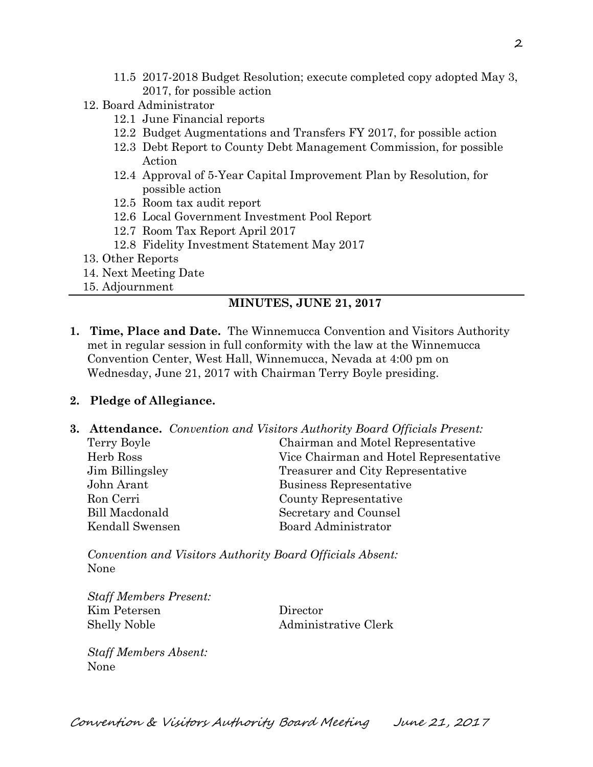- 11.5 2017-2018 Budget Resolution; execute completed copy adopted May 3, 2017, for possible action
12. Board Administrator
    - 12.1 June Financial reports
    - 12.2 Budget Augmentations and Transfers FY 2017, for possible action
    - 12.3 Debt Report to County Debt Management Commission, for possible Action
    - 12.4 Approval of 5-Year Capital Improvement Plan by Resolution, for possible action
    - 12.5 Room tax audit report
    - 12.6 Local Government Investment Pool Report
    - 12.7 Room Tax Report April 2017
    - 12.8 Fidelity Investment Statement May 2017
13. Other Reports
14. Next Meeting Date
15. Adjournment

---

## MINUTES, JUNE 21, 2017

**1. Time, Place and Date.** The Winnemucca Convention and Visitors Authority met in regular session in full conformity with the law at the Winnemucca Convention Center, West Hall, Winnemucca, Nevada at 4:00 pm on Wednesday, June 21, 2017 with Chairman Terry Boyle presiding.

**2. Pledge of Allegiance.**

**3. Attendance.** *Convention and Visitors Authority Board Officials Present:*

| | |
|---|---|
| Terry Boyle | Chairman and Motel Representative |
| Herb Ross | Vice Chairman and Hotel Representative |
| Jim Billingsley | Treasurer and City Representative |
| John Arant | Business Representative |
| Ron Cerri | County Representative |
| Bill Macdonald | Secretary and Counsel |
| Kendall Swensen | Board Administrator |

*Convention and Visitors Authority Board Officials Absent:*
None

*Staff Members Present:*

| | |
|---|---|
| Kim Petersen | Director |
| Shelly Noble | Administrative Clerk |

*Staff Members Absent:*
None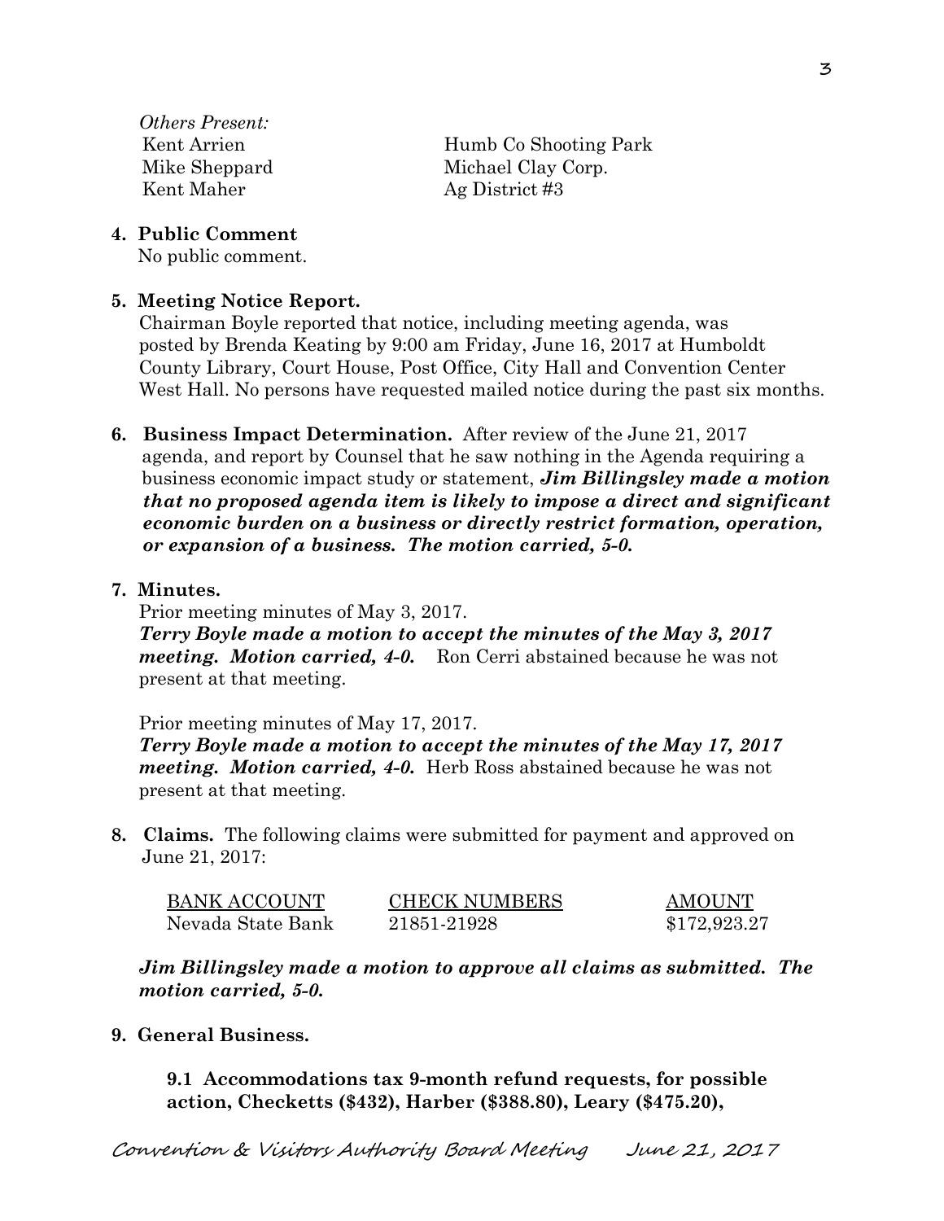*Others Present:*

| | |
|---|---|
| Kent Arrien | Humb Co Shooting Park |
| Mike Sheppard | Michael Clay Corp. |
| Kent Maher | Ag District #3 |

**4. Public Comment**

No public comment.

**5. Meeting Notice Report.**

Chairman Boyle reported that notice, including meeting agenda, was posted by Brenda Keating by 9:00 am Friday, June 16, 2017 at Humboldt County Library, Court House, Post Office, City Hall and Convention Center West Hall. No persons have requested mailed notice during the past six months.

**6. Business Impact Determination.** After review of the June 21, 2017 agenda, and report by Counsel that he saw nothing in the Agenda requiring a business economic impact study or statement, ***Jim Billingsley made a motion that no proposed agenda item is likely to impose a direct and significant economic burden on a business or directly restrict formation, operation, or expansion of a business. The motion carried, 5-0.***

**7. Minutes.**

Prior meeting minutes of May 3, 2017.

***Terry Boyle made a motion to accept the minutes of the May 3, 2017 meeting. Motion carried, 4-0.*** Ron Cerri abstained because he was not present at that meeting.

Prior meeting minutes of May 17, 2017.

***Terry Boyle made a motion to accept the minutes of the May 17, 2017 meeting. Motion carried, 4-0.*** Herb Ross abstained because he was not present at that meeting.

**8. Claims.** The following claims were submitted for payment and approved on June 21, 2017:

| BANK ACCOUNT | CHECK NUMBERS | AMOUNT |
|---|---|---|
| Nevada State Bank | 21851-21928 | $172,923.27 |

***Jim Billingsley made a motion to approve all claims as submitted. The motion carried, 5-0.***

**9. General Business.**

**9.1 Accommodations tax 9-month refund requests, for possible action, Checketts ($432), Harber ($388.80), Leary ($475.20),**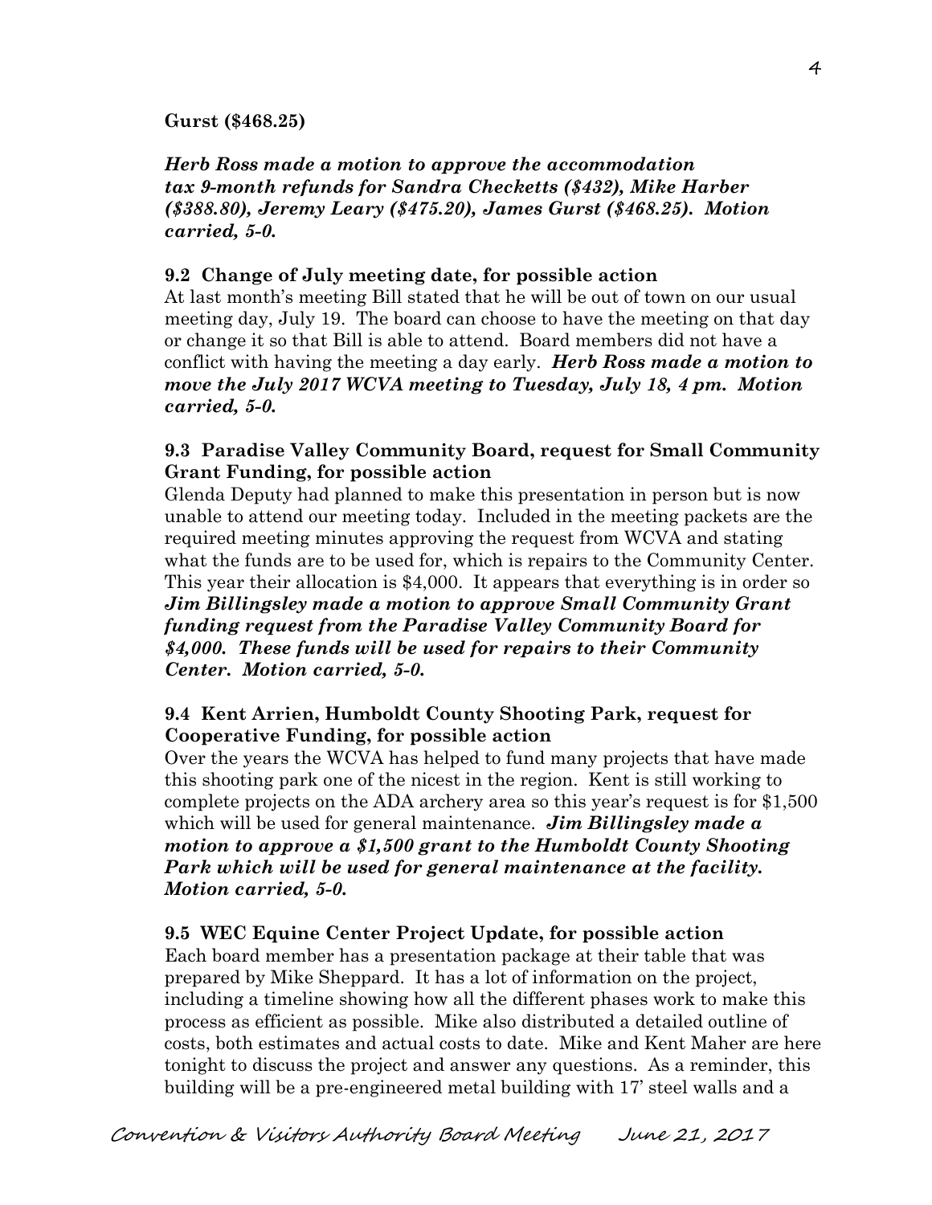**Gurst ($468.25)**

***Herb Ross made a motion to approve the accommodation tax 9-month refunds for Sandra Checketts ($432), Mike Harber ($388.80), Jeremy Leary ($475.20), James Gurst ($468.25). Motion carried, 5-0.***

**9.2 Change of July meeting date, for possible action**

At last month's meeting Bill stated that he will be out of town on our usual meeting day, July 19. The board can choose to have the meeting on that day or change it so that Bill is able to attend. Board members did not have a conflict with having the meeting a day early. ***Herb Ross made a motion to move the July 2017 WCVA meeting to Tuesday, July 18, 4 pm. Motion carried, 5-0.***

**9.3 Paradise Valley Community Board, request for Small Community Grant Funding, for possible action**

Glenda Deputy had planned to make this presentation in person but is now unable to attend our meeting today. Included in the meeting packets are the required meeting minutes approving the request from WCVA and stating what the funds are to be used for, which is repairs to the Community Center. This year their allocation is $4,000. It appears that everything is in order so ***Jim Billingsley made a motion to approve Small Community Grant funding request from the Paradise Valley Community Board for $4,000. These funds will be used for repairs to their Community Center. Motion carried, 5-0.***

**9.4 Kent Arrien, Humboldt County Shooting Park, request for Cooperative Funding, for possible action**

Over the years the WCVA has helped to fund many projects that have made this shooting park one of the nicest in the region. Kent is still working to complete projects on the ADA archery area so this year's request is for $1,500 which will be used for general maintenance. ***Jim Billingsley made a motion to approve a $1,500 grant to the Humboldt County Shooting Park which will be used for general maintenance at the facility. Motion carried, 5-0.***

**9.5 WEC Equine Center Project Update, for possible action**

Each board member has a presentation package at their table that was prepared by Mike Sheppard. It has a lot of information on the project, including a timeline showing how all the different phases work to make this process as efficient as possible. Mike also distributed a detailed outline of costs, both estimates and actual costs to date. Mike and Kent Maher are here tonight to discuss the project and answer any questions. As a reminder, this building will be a pre-engineered metal building with 17' steel walls and a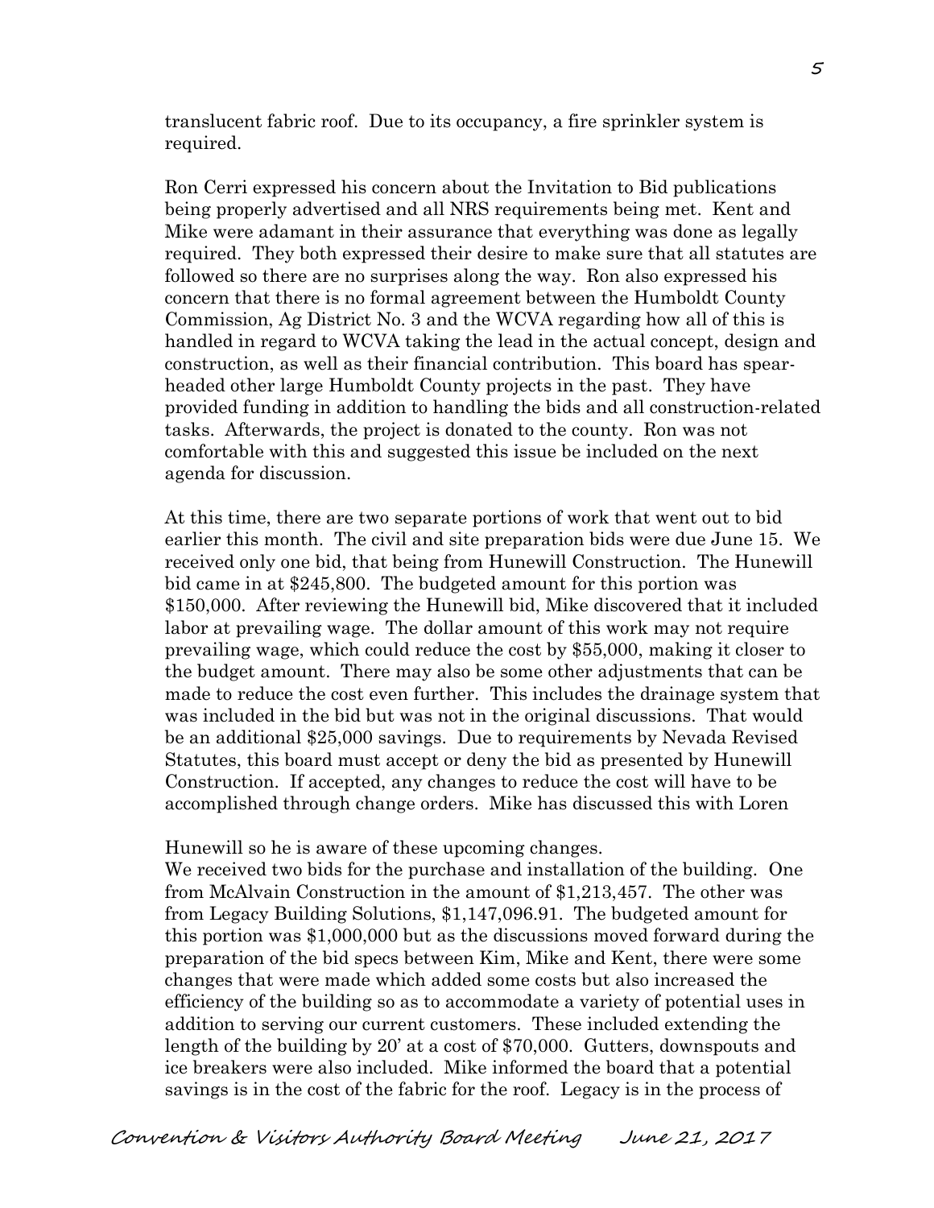translucent fabric roof. Due to its occupancy, a fire sprinkler system is required.

Ron Cerri expressed his concern about the Invitation to Bid publications being properly advertised and all NRS requirements being met. Kent and Mike were adamant in their assurance that everything was done as legally required. They both expressed their desire to make sure that all statutes are followed so there are no surprises along the way. Ron also expressed his concern that there is no formal agreement between the Humboldt County Commission, Ag District No. 3 and the WCVA regarding how all of this is handled in regard to WCVA taking the lead in the actual concept, design and construction, as well as their financial contribution. This board has spear-headed other large Humboldt County projects in the past. They have provided funding in addition to handling the bids and all construction-related tasks. Afterwards, the project is donated to the county. Ron was not comfortable with this and suggested this issue be included on the next agenda for discussion.

At this time, there are two separate portions of work that went out to bid earlier this month. The civil and site preparation bids were due June 15. We received only one bid, that being from Hunewill Construction. The Hunewill bid came in at $245,800. The budgeted amount for this portion was $150,000. After reviewing the Hunewill bid, Mike discovered that it included labor at prevailing wage. The dollar amount of this work may not require prevailing wage, which could reduce the cost by $55,000, making it closer to the budget amount. There may also be some other adjustments that can be made to reduce the cost even further. This includes the drainage system that was included in the bid but was not in the original discussions. That would be an additional $25,000 savings. Due to requirements by Nevada Revised Statutes, this board must accept or deny the bid as presented by Hunewill Construction. If accepted, any changes to reduce the cost will have to be accomplished through change orders. Mike has discussed this with Loren Hunewill so he is aware of these upcoming changes.

We received two bids for the purchase and installation of the building. One from McAlvain Construction in the amount of $1,213,457. The other was from Legacy Building Solutions, $1,147,096.91. The budgeted amount for this portion was $1,000,000 but as the discussions moved forward during the preparation of the bid specs between Kim, Mike and Kent, there were some changes that were made which added some costs but also increased the efficiency of the building so as to accommodate a variety of potential uses in addition to serving our current customers. These included extending the length of the building by 20' at a cost of $70,000. Gutters, downspouts and ice breakers were also included. Mike informed the board that a potential savings is in the cost of the fabric for the roof. Legacy is in the process of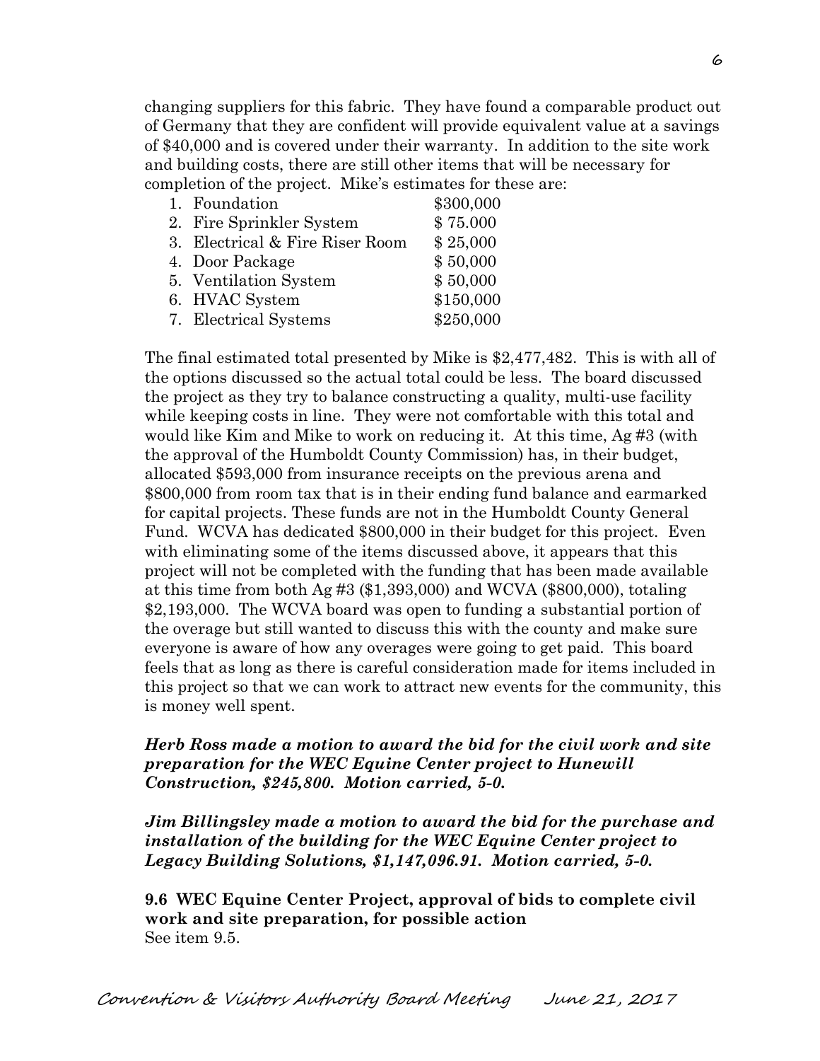changing suppliers for this fabric. They have found a comparable product out of Germany that they are confident will provide equivalent value at a savings of $40,000 and is covered under their warranty. In addition to the site work and building costs, there are still other items that will be necessary for completion of the project. Mike's estimates for these are:

1. Foundation $300,000
2. Fire Sprinkler System $ 75.000
3. Electrical & Fire Riser Room $ 25,000
4. Door Package $ 50,000
5. Ventilation System $ 50,000
6. HVAC System $150,000
7. Electrical Systems $250,000

The final estimated total presented by Mike is $2,477,482. This is with all of the options discussed so the actual total could be less. The board discussed the project as they try to balance constructing a quality, multi-use facility while keeping costs in line. They were not comfortable with this total and would like Kim and Mike to work on reducing it. At this time, Ag #3 (with the approval of the Humboldt County Commission) has, in their budget, allocated $593,000 from insurance receipts on the previous arena and $800,000 from room tax that is in their ending fund balance and earmarked for capital projects. These funds are not in the Humboldt County General Fund. WCVA has dedicated $800,000 in their budget for this project. Even with eliminating some of the items discussed above, it appears that this project will not be completed with the funding that has been made available at this time from both Ag #3 ($1,393,000) and WCVA ($800,000), totaling $2,193,000. The WCVA board was open to funding a substantial portion of the overage but still wanted to discuss this with the county and make sure everyone is aware of how any overages were going to get paid. This board feels that as long as there is careful consideration made for items included in this project so that we can work to attract new events for the community, this is money well spent.

***Herb Ross made a motion to award the bid for the civil work and site preparation for the WEC Equine Center project to Hunewill Construction, $245,800. Motion carried, 5-0.***

***Jim Billingsley made a motion to award the bid for the purchase and installation of the building for the WEC Equine Center project to Legacy Building Solutions, $1,147,096.91. Motion carried, 5-0.***

**9.6 WEC Equine Center Project, approval of bids to complete civil work and site preparation, for possible action**
See item 9.5.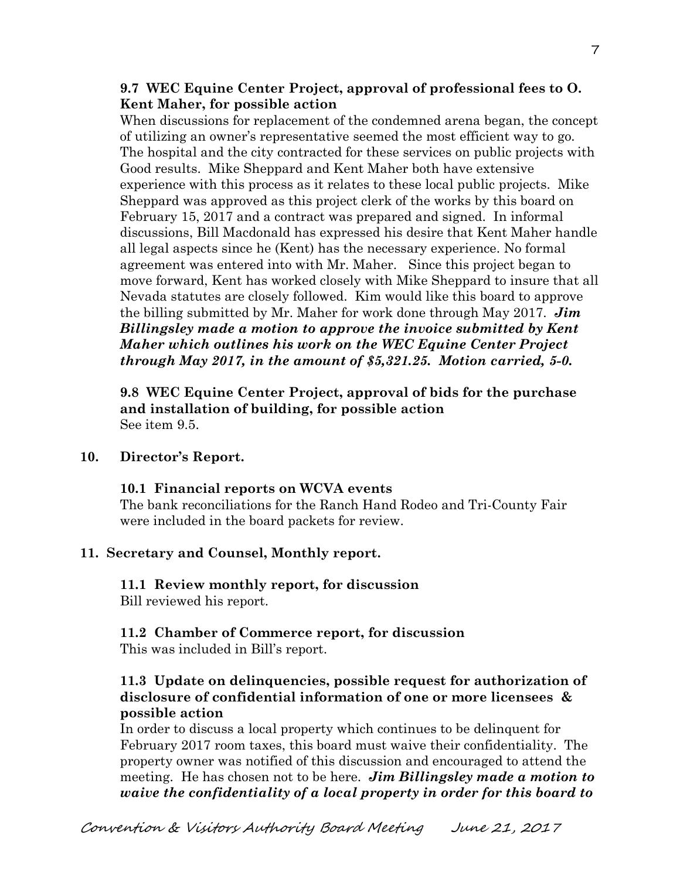**9.7 WEC Equine Center Project, approval of professional fees to O. Kent Maher, for possible action**

When discussions for replacement of the condemned arena began, the concept of utilizing an owner's representative seemed the most efficient way to go. The hospital and the city contracted for these services on public projects with Good results. Mike Sheppard and Kent Maher both have extensive experience with this process as it relates to these local public projects. Mike Sheppard was approved as this project clerk of the works by this board on February 15, 2017 and a contract was prepared and signed. In informal discussions, Bill Macdonald has expressed his desire that Kent Maher handle all legal aspects since he (Kent) has the necessary experience. No formal agreement was entered into with Mr. Maher. Since this project began to move forward, Kent has worked closely with Mike Sheppard to insure that all Nevada statutes are closely followed. Kim would like this board to approve the billing submitted by Mr. Maher for work done through May 2017. ***Jim Billingsley made a motion to approve the invoice submitted by Kent Maher which outlines his work on the WEC Equine Center Project through May 2017, in the amount of $5,321.25. Motion carried, 5-0.***

**9.8 WEC Equine Center Project, approval of bids for the purchase and installation of building, for possible action**

See item 9.5.

**10. Director's Report.**

**10.1 Financial reports on WCVA events**

The bank reconciliations for the Ranch Hand Rodeo and Tri-County Fair were included in the board packets for review.

**11. Secretary and Counsel, Monthly report.**

**11.1 Review monthly report, for discussion**

Bill reviewed his report.

**11.2 Chamber of Commerce report, for discussion**

This was included in Bill's report.

**11.3 Update on delinquencies, possible request for authorization of disclosure of confidential information of one or more licensees & possible action**

In order to discuss a local property which continues to be delinquent for February 2017 room taxes, this board must waive their confidentiality. The property owner was notified of this discussion and encouraged to attend the meeting. He has chosen not to be here. ***Jim Billingsley made a motion to waive the confidentiality of a local property in order for this board to***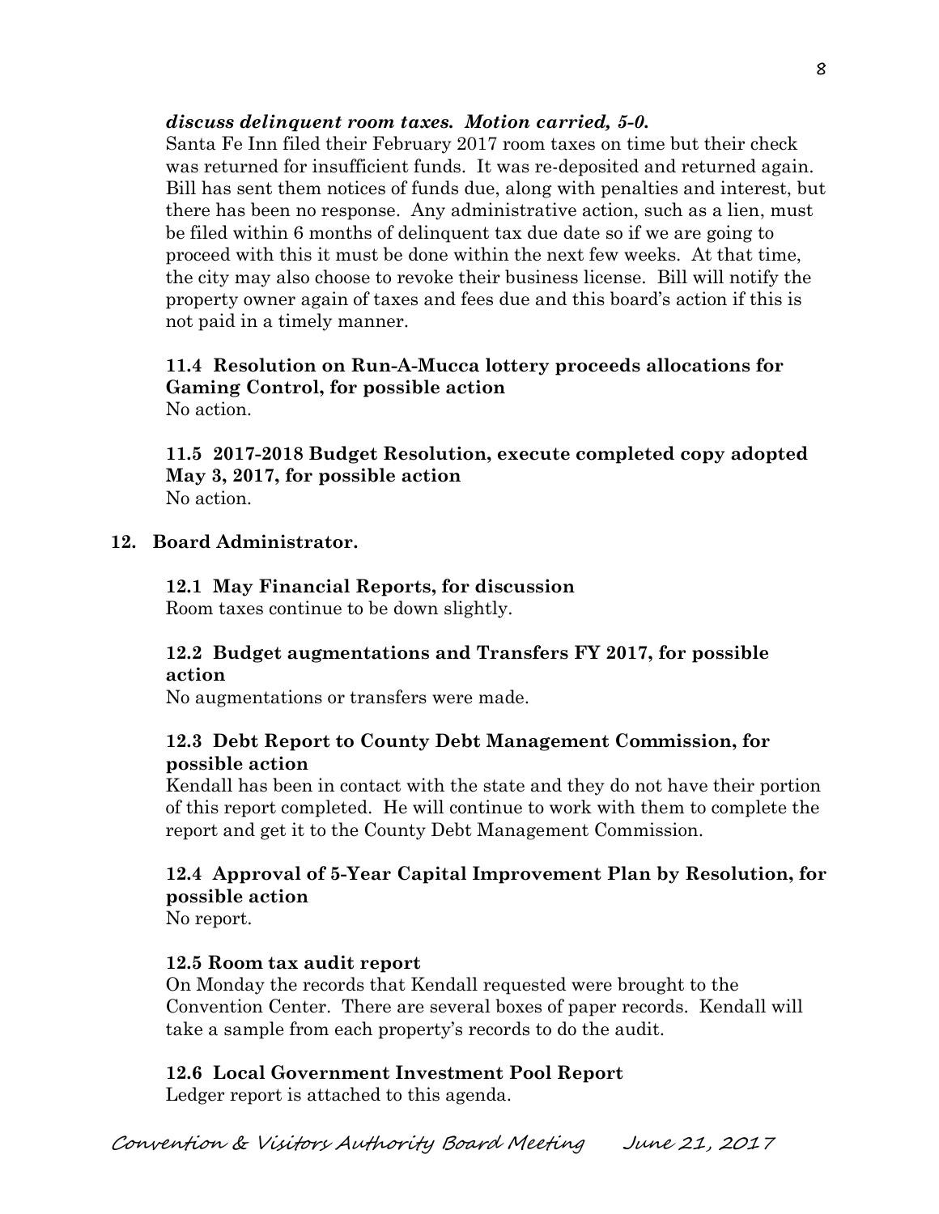***discuss delinquent room taxes. Motion carried, 5-0.***

Santa Fe Inn filed their February 2017 room taxes on time but their check was returned for insufficient funds. It was re-deposited and returned again. Bill has sent them notices of funds due, along with penalties and interest, but there has been no response. Any administrative action, such as a lien, must be filed within 6 months of delinquent tax due date so if we are going to proceed with this it must be done within the next few weeks. At that time, the city may also choose to revoke their business license. Bill will notify the property owner again of taxes and fees due and this board's action if this is not paid in a timely manner.

**11.4 Resolution on Run-A-Mucca lottery proceeds allocations for Gaming Control, for possible action**

No action.

**11.5 2017-2018 Budget Resolution, execute completed copy adopted May 3, 2017, for possible action**

No action.

## 12. Board Administrator.

**12.1 May Financial Reports, for discussion**

Room taxes continue to be down slightly.

**12.2 Budget augmentations and Transfers FY 2017, for possible action**

No augmentations or transfers were made.

**12.3 Debt Report to County Debt Management Commission, for possible action**

Kendall has been in contact with the state and they do not have their portion of this report completed. He will continue to work with them to complete the report and get it to the County Debt Management Commission.

**12.4 Approval of 5-Year Capital Improvement Plan by Resolution, for possible action**

No report.

**12.5 Room tax audit report**

On Monday the records that Kendall requested were brought to the Convention Center. There are several boxes of paper records. Kendall will take a sample from each property's records to do the audit.

**12.6 Local Government Investment Pool Report**

Ledger report is attached to this agenda.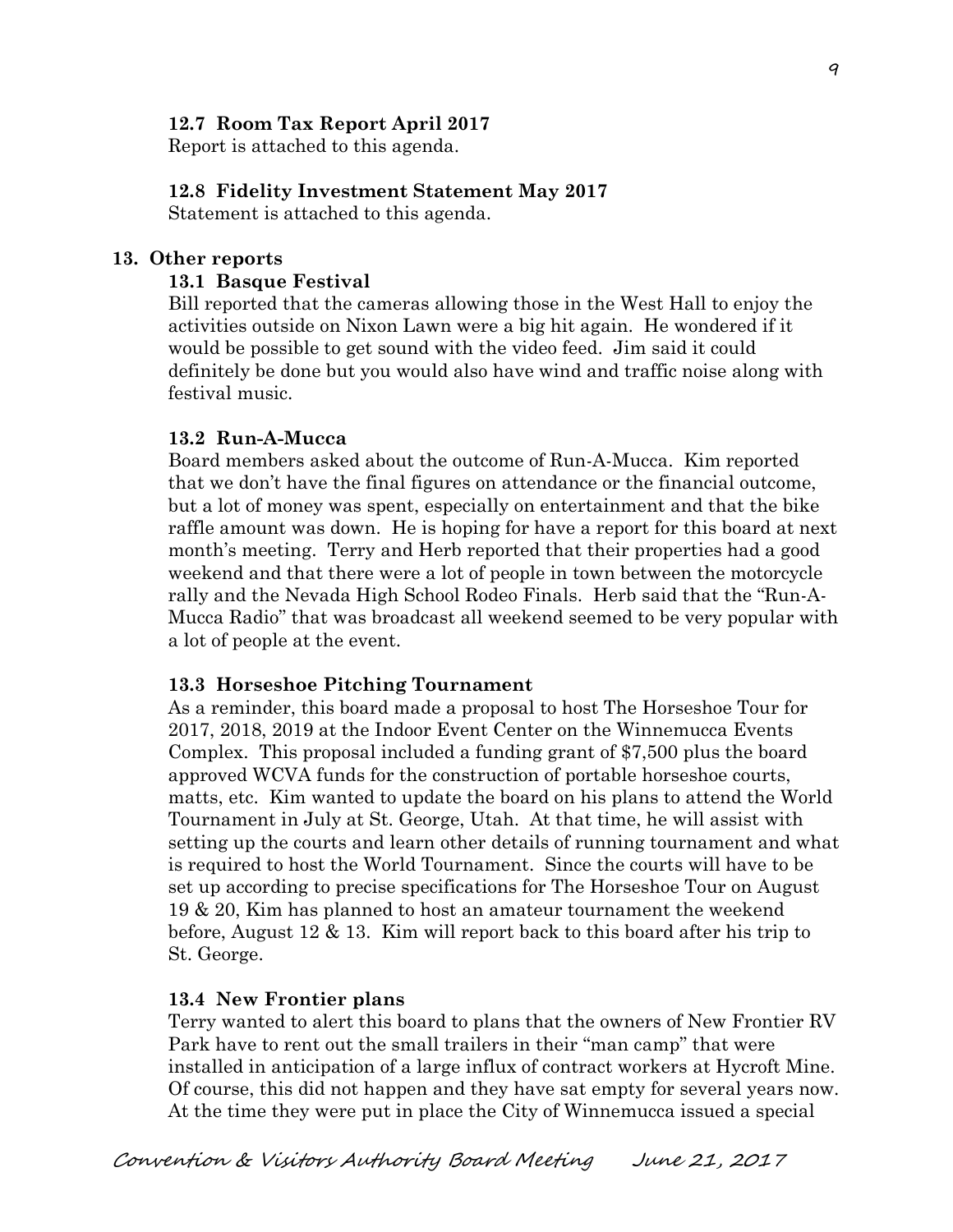### 12.7 Room Tax Report April 2017

Report is attached to this agenda.

### 12.8 Fidelity Investment Statement May 2017

Statement is attached to this agenda.

## 13. Other reports

### 13.1 Basque Festival

Bill reported that the cameras allowing those in the West Hall to enjoy the activities outside on Nixon Lawn were a big hit again. He wondered if it would be possible to get sound with the video feed. Jim said it could definitely be done but you would also have wind and traffic noise along with festival music.

### 13.2 Run-A-Mucca

Board members asked about the outcome of Run-A-Mucca. Kim reported that we don't have the final figures on attendance or the financial outcome, but a lot of money was spent, especially on entertainment and that the bike raffle amount was down. He is hoping for have a report for this board at next month's meeting. Terry and Herb reported that their properties had a good weekend and that there were a lot of people in town between the motorcycle rally and the Nevada High School Rodeo Finals. Herb said that the "Run-A-Mucca Radio" that was broadcast all weekend seemed to be very popular with a lot of people at the event.

### 13.3 Horseshoe Pitching Tournament

As a reminder, this board made a proposal to host The Horseshoe Tour for 2017, 2018, 2019 at the Indoor Event Center on the Winnemucca Events Complex. This proposal included a funding grant of $7,500 plus the board approved WCVA funds for the construction of portable horseshoe courts, matts, etc. Kim wanted to update the board on his plans to attend the World Tournament in July at St. George, Utah. At that time, he will assist with setting up the courts and learn other details of running tournament and what is required to host the World Tournament. Since the courts will have to be set up according to precise specifications for The Horseshoe Tour on August 19 & 20, Kim has planned to host an amateur tournament the weekend before, August 12 & 13. Kim will report back to this board after his trip to St. George.

### 13.4 New Frontier plans

Terry wanted to alert this board to plans that the owners of New Frontier RV Park have to rent out the small trailers in their "man camp" that were installed in anticipation of a large influx of contract workers at Hycroft Mine. Of course, this did not happen and they have sat empty for several years now. At the time they were put in place the City of Winnemucca issued a special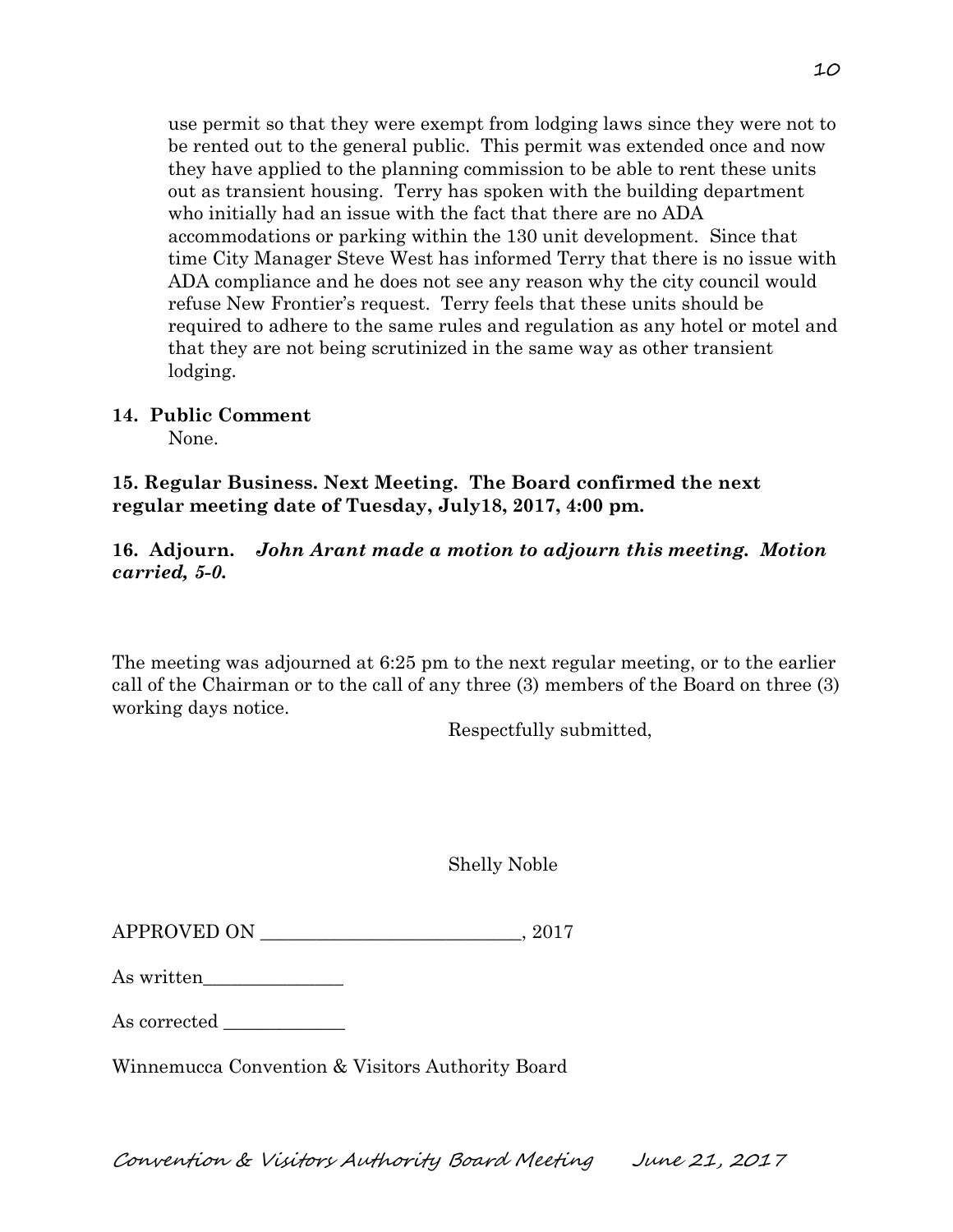use permit so that they were exempt from lodging laws since they were not to be rented out to the general public. This permit was extended once and now they have applied to the planning commission to be able to rent these units out as transient housing. Terry has spoken with the building department who initially had an issue with the fact that there are no ADA accommodations or parking within the 130 unit development. Since that time City Manager Steve West has informed Terry that there is no issue with ADA compliance and he does not see any reason why the city council would refuse New Frontier's request. Terry feels that these units should be required to adhere to the same rules and regulation as any hotel or motel and that they are not being scrutinized in the same way as other transient lodging.

**14. Public Comment**

None.

**15. Regular Business. Next Meeting. The Board confirmed the next regular meeting date of Tuesday, July18, 2017, 4:00 pm.**

**16. Adjourn.** ***John Arant made a motion to adjourn this meeting. Motion carried, 5-0.***

The meeting was adjourned at 6:25 pm to the next regular meeting, or to the earlier call of the Chairman or to the call of any three (3) members of the Board on three (3) working days notice.

Respectfully submitted,

Shelly Noble

APPROVED ON ____________________________, 2017

As written_______________

As corrected _____________

Winnemucca Convention & Visitors Authority Board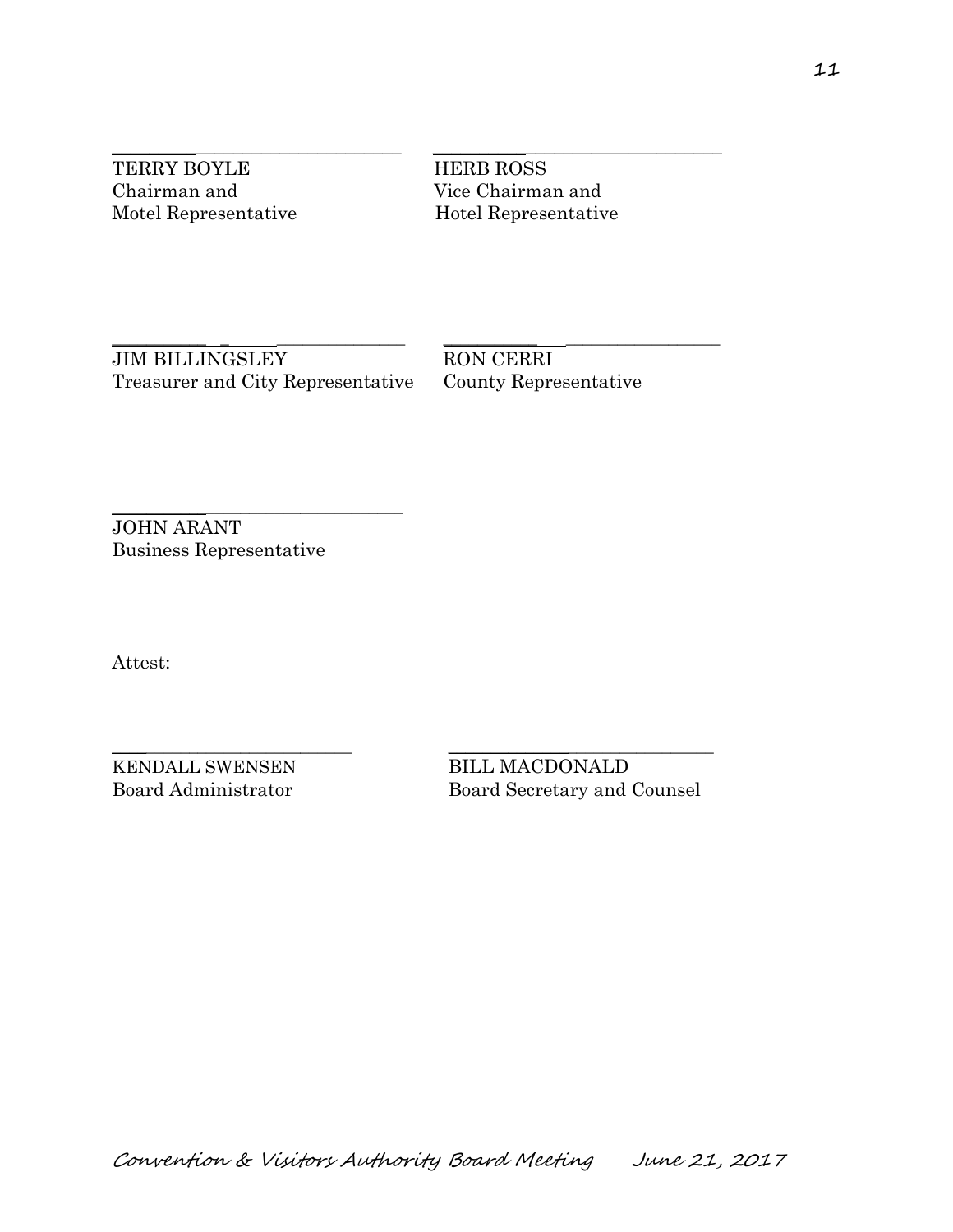______________________________ ______________________________

TERRY BOYLE  
Chairman and  
Motel Representative

HERB ROSS  
Vice Chairman and  
Hotel Representative

______________________________ ______________________________

JIM BILLINGSLEY  
Treasurer and City Representative

RON CERRI  
County Representative

______________________________

JOHN ARANT  
Business Representative

Attest:

______________________________ ______________________________

KENDALL SWENSEN  
Board Administrator

BILL MACDONALD  
Board Secretary and Counsel